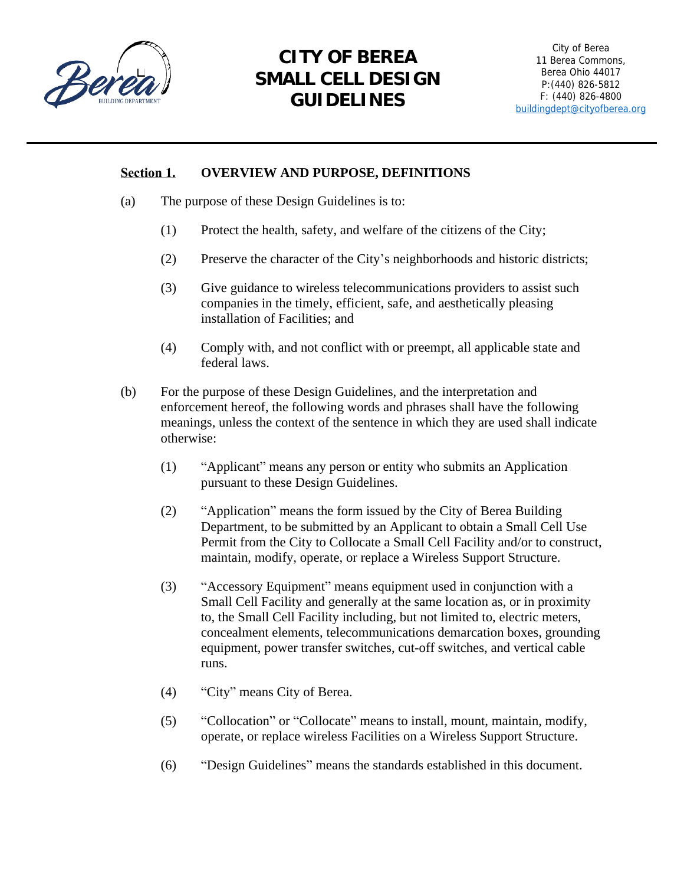# CITY OF BEREA SMALL CELL DESIGN GUIDELINES

City of Berea
11 Berea Commons,
Berea Ohio 44017
P:(440) 826-5812
F: (440) 826-4800
buildingdept@cityofberea.org

## Section 1. OVERVIEW AND PURPOSE, DEFINITIONS

(a) The purpose of these Design Guidelines is to:

(1) Protect the health, safety, and welfare of the citizens of the City;

(2) Preserve the character of the City's neighborhoods and historic districts;

(3) Give guidance to wireless telecommunications providers to assist such companies in the timely, efficient, safe, and aesthetically pleasing installation of Facilities; and

(4) Comply with, and not conflict with or preempt, all applicable state and federal laws.

(b) For the purpose of these Design Guidelines, and the interpretation and enforcement hereof, the following words and phrases shall have the following meanings, unless the context of the sentence in which they are used shall indicate otherwise:

(1) "Applicant" means any person or entity who submits an Application pursuant to these Design Guidelines.

(2) "Application" means the form issued by the City of Berea Building Department, to be submitted by an Applicant to obtain a Small Cell Use Permit from the City to Collocate a Small Cell Facility and/or to construct, maintain, modify, operate, or replace a Wireless Support Structure.

(3) "Accessory Equipment" means equipment used in conjunction with a Small Cell Facility and generally at the same location as, or in proximity to, the Small Cell Facility including, but not limited to, electric meters, concealment elements, telecommunications demarcation boxes, grounding equipment, power transfer switches, cut-off switches, and vertical cable runs.

(4) "City" means City of Berea.

(5) "Collocation" or "Collocate" means to install, mount, maintain, modify, operate, or replace wireless Facilities on a Wireless Support Structure.

(6) "Design Guidelines" means the standards established in this document.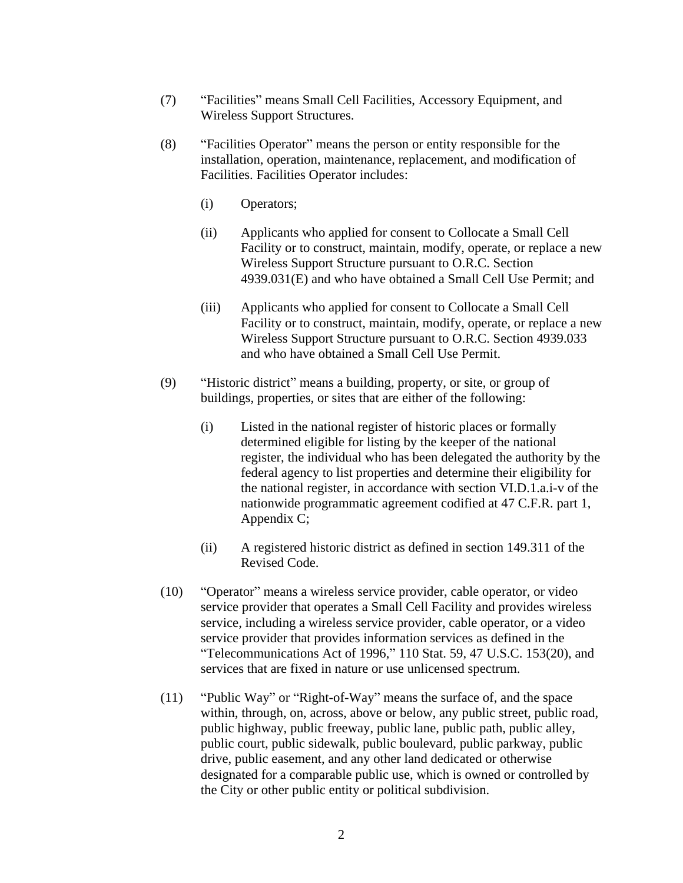(7) "Facilities" means Small Cell Facilities, Accessory Equipment, and Wireless Support Structures.

(8) "Facilities Operator" means the person or entity responsible for the installation, operation, maintenance, replacement, and modification of Facilities. Facilities Operator includes:

  (i) Operators;

  (ii) Applicants who applied for consent to Collocate a Small Cell Facility or to construct, maintain, modify, operate, or replace a new Wireless Support Structure pursuant to O.R.C. Section 4939.031(E) and who have obtained a Small Cell Use Permit; and

  (iii) Applicants who applied for consent to Collocate a Small Cell Facility or to construct, maintain, modify, operate, or replace a new Wireless Support Structure pursuant to O.R.C. Section 4939.033 and who have obtained a Small Cell Use Permit.

(9) "Historic district" means a building, property, or site, or group of buildings, properties, or sites that are either of the following:

  (i) Listed in the national register of historic places or formally determined eligible for listing by the keeper of the national register, the individual who has been delegated the authority by the federal agency to list properties and determine their eligibility for the national register, in accordance with section VI.D.1.a.i-v of the nationwide programmatic agreement codified at 47 C.F.R. part 1, Appendix C;

  (ii) A registered historic district as defined in section 149.311 of the Revised Code.

(10) "Operator" means a wireless service provider, cable operator, or video service provider that operates a Small Cell Facility and provides wireless service, including a wireless service provider, cable operator, or a video service provider that provides information services as defined in the "Telecommunications Act of 1996," 110 Stat. 59, 47 U.S.C. 153(20), and services that are fixed in nature or use unlicensed spectrum.

(11) "Public Way" or "Right-of-Way" means the surface of, and the space within, through, on, across, above or below, any public street, public road, public highway, public freeway, public lane, public path, public alley, public court, public sidewalk, public boulevard, public parkway, public drive, public easement, and any other land dedicated or otherwise designated for a comparable public use, which is owned or controlled by the City or other public entity or political subdivision.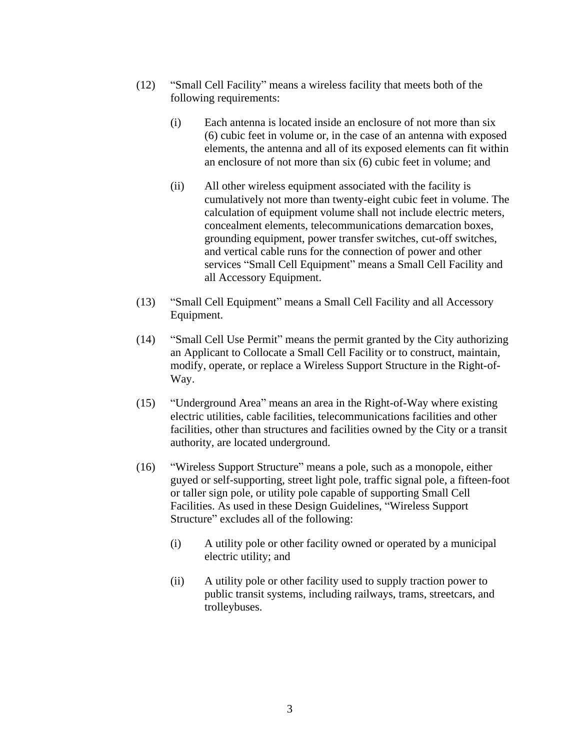(12) "Small Cell Facility" means a wireless facility that meets both of the following requirements:

(i) Each antenna is located inside an enclosure of not more than six (6) cubic feet in volume or, in the case of an antenna with exposed elements, the antenna and all of its exposed elements can fit within an enclosure of not more than six (6) cubic feet in volume; and

(ii) All other wireless equipment associated with the facility is cumulatively not more than twenty-eight cubic feet in volume. The calculation of equipment volume shall not include electric meters, concealment elements, telecommunications demarcation boxes, grounding equipment, power transfer switches, cut-off switches, and vertical cable runs for the connection of power and other services "Small Cell Equipment" means a Small Cell Facility and all Accessory Equipment.

(13) "Small Cell Equipment" means a Small Cell Facility and all Accessory Equipment.

(14) "Small Cell Use Permit" means the permit granted by the City authorizing an Applicant to Collocate a Small Cell Facility or to construct, maintain, modify, operate, or replace a Wireless Support Structure in the Right-of-Way.

(15) "Underground Area" means an area in the Right-of-Way where existing electric utilities, cable facilities, telecommunications facilities and other facilities, other than structures and facilities owned by the City or a transit authority, are located underground.

(16) "Wireless Support Structure" means a pole, such as a monopole, either guyed or self-supporting, street light pole, traffic signal pole, a fifteen-foot or taller sign pole, or utility pole capable of supporting Small Cell Facilities. As used in these Design Guidelines, "Wireless Support Structure" excludes all of the following:

(i) A utility pole or other facility owned or operated by a municipal electric utility; and

(ii) A utility pole or other facility used to supply traction power to public transit systems, including railways, trams, streetcars, and trolleybuses.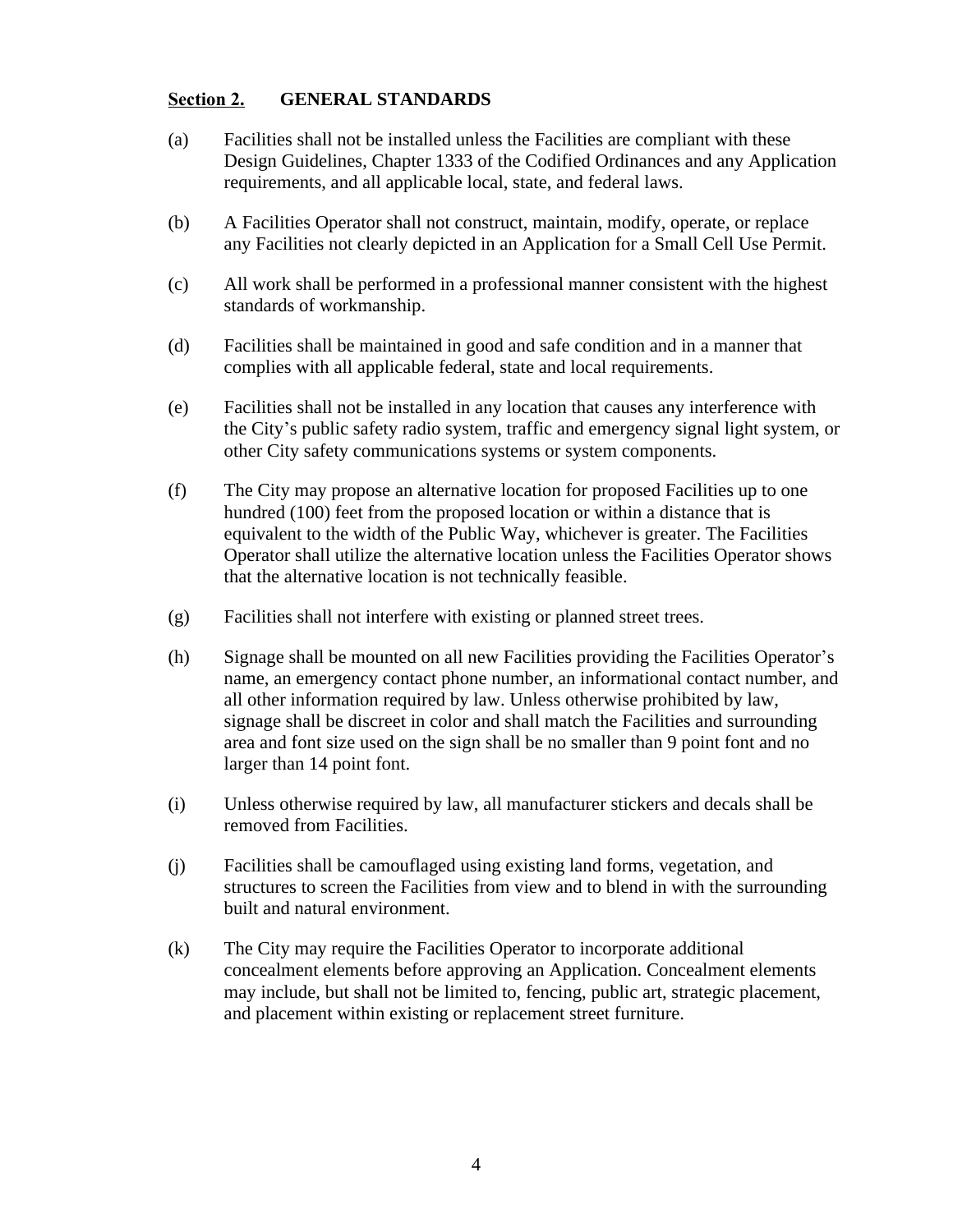## <u>Section 2.</u> GENERAL STANDARDS

(a) Facilities shall not be installed unless the Facilities are compliant with these Design Guidelines, Chapter 1333 of the Codified Ordinances and any Application requirements, and all applicable local, state, and federal laws.

(b) A Facilities Operator shall not construct, maintain, modify, operate, or replace any Facilities not clearly depicted in an Application for a Small Cell Use Permit.

(c) All work shall be performed in a professional manner consistent with the highest standards of workmanship.

(d) Facilities shall be maintained in good and safe condition and in a manner that complies with all applicable federal, state and local requirements.

(e) Facilities shall not be installed in any location that causes any interference with the City's public safety radio system, traffic and emergency signal light system, or other City safety communications systems or system components.

(f) The City may propose an alternative location for proposed Facilities up to one hundred (100) feet from the proposed location or within a distance that is equivalent to the width of the Public Way, whichever is greater. The Facilities Operator shall utilize the alternative location unless the Facilities Operator shows that the alternative location is not technically feasible.

(g) Facilities shall not interfere with existing or planned street trees.

(h) Signage shall be mounted on all new Facilities providing the Facilities Operator's name, an emergency contact phone number, an informational contact number, and all other information required by law. Unless otherwise prohibited by law, signage shall be discreet in color and shall match the Facilities and surrounding area and font size used on the sign shall be no smaller than 9 point font and no larger than 14 point font.

(i) Unless otherwise required by law, all manufacturer stickers and decals shall be removed from Facilities.

(j) Facilities shall be camouflaged using existing land forms, vegetation, and structures to screen the Facilities from view and to blend in with the surrounding built and natural environment.

(k) The City may require the Facilities Operator to incorporate additional concealment elements before approving an Application. Concealment elements may include, but shall not be limited to, fencing, public art, strategic placement, and placement within existing or replacement street furniture.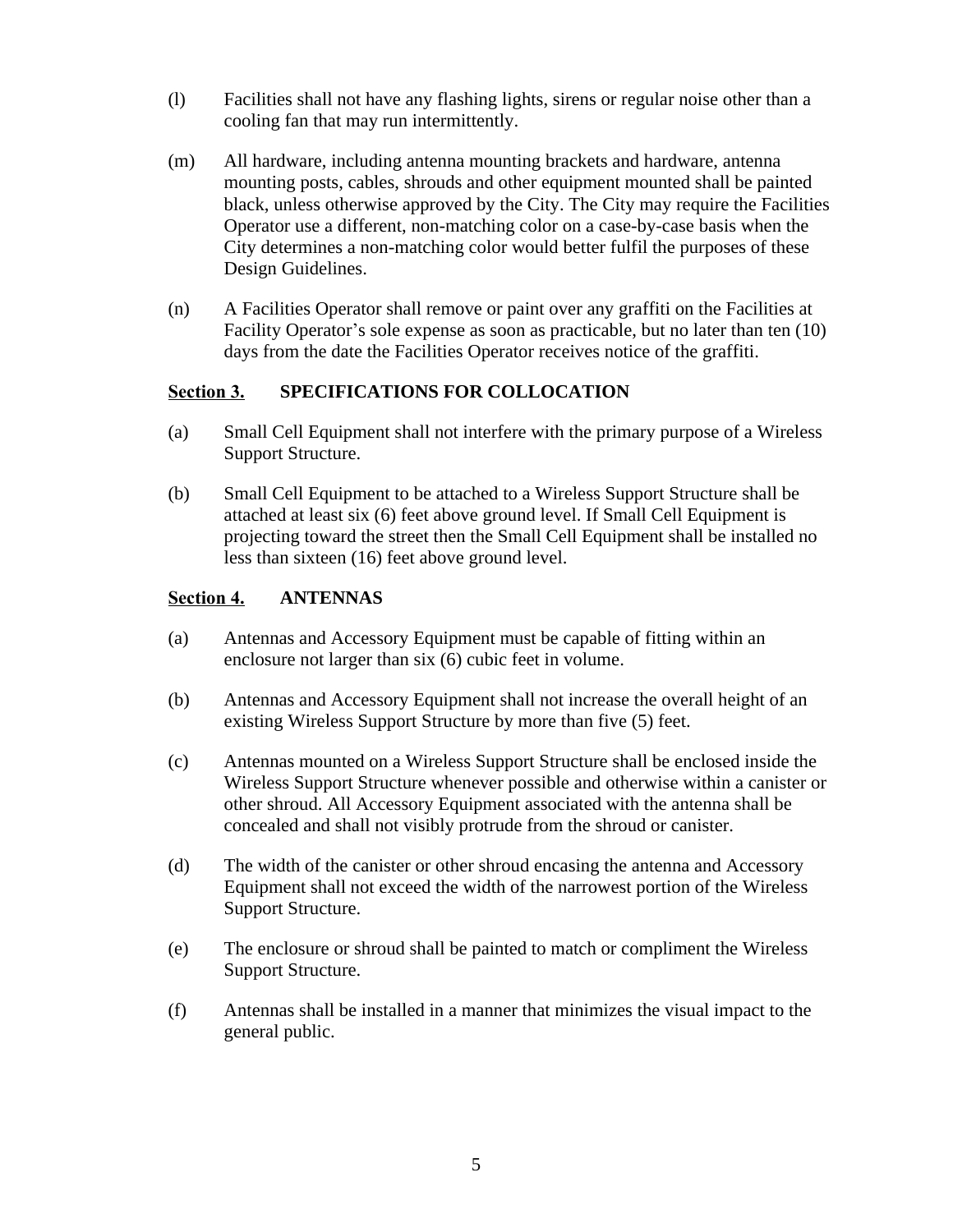(l) Facilities shall not have any flashing lights, sirens or regular noise other than a cooling fan that may run intermittently.

(m) All hardware, including antenna mounting brackets and hardware, antenna mounting posts, cables, shrouds and other equipment mounted shall be painted black, unless otherwise approved by the City. The City may require the Facilities Operator use a different, non-matching color on a case-by-case basis when the City determines a non-matching color would better fulfil the purposes of these Design Guidelines.

(n) A Facilities Operator shall remove or paint over any graffiti on the Facilities at Facility Operator's sole expense as soon as practicable, but no later than ten (10) days from the date the Facilities Operator receives notice of the graffiti.

## <u>Section 3.</u> SPECIFICATIONS FOR COLLOCATION

(a) Small Cell Equipment shall not interfere with the primary purpose of a Wireless Support Structure.

(b) Small Cell Equipment to be attached to a Wireless Support Structure shall be attached at least six (6) feet above ground level. If Small Cell Equipment is projecting toward the street then the Small Cell Equipment shall be installed no less than sixteen (16) feet above ground level.

## <u>Section 4.</u> ANTENNAS

(a) Antennas and Accessory Equipment must be capable of fitting within an enclosure not larger than six (6) cubic feet in volume.

(b) Antennas and Accessory Equipment shall not increase the overall height of an existing Wireless Support Structure by more than five (5) feet.

(c) Antennas mounted on a Wireless Support Structure shall be enclosed inside the Wireless Support Structure whenever possible and otherwise within a canister or other shroud. All Accessory Equipment associated with the antenna shall be concealed and shall not visibly protrude from the shroud or canister.

(d) The width of the canister or other shroud encasing the antenna and Accessory Equipment shall not exceed the width of the narrowest portion of the Wireless Support Structure.

(e) The enclosure or shroud shall be painted to match or compliment the Wireless Support Structure.

(f) Antennas shall be installed in a manner that minimizes the visual impact to the general public.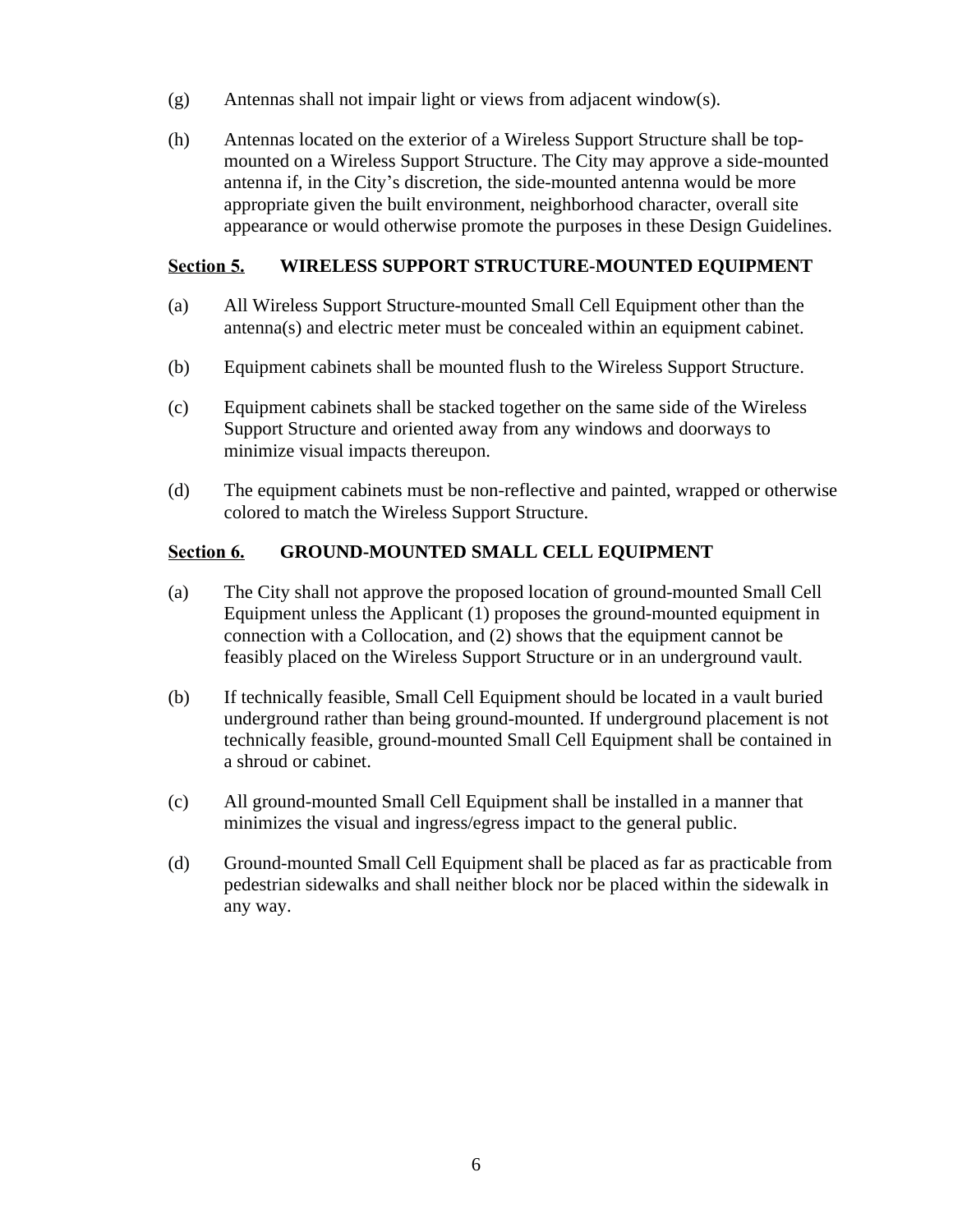(g) Antennas shall not impair light or views from adjacent window(s).

(h) Antennas located on the exterior of a Wireless Support Structure shall be top-mounted on a Wireless Support Structure. The City may approve a side-mounted antenna if, in the City's discretion, the side-mounted antenna would be more appropriate given the built environment, neighborhood character, overall site appearance or would otherwise promote the purposes in these Design Guidelines.

## Section 5. WIRELESS SUPPORT STRUCTURE-MOUNTED EQUIPMENT

(a) All Wireless Support Structure-mounted Small Cell Equipment other than the antenna(s) and electric meter must be concealed within an equipment cabinet.

(b) Equipment cabinets shall be mounted flush to the Wireless Support Structure.

(c) Equipment cabinets shall be stacked together on the same side of the Wireless Support Structure and oriented away from any windows and doorways to minimize visual impacts thereupon.

(d) The equipment cabinets must be non-reflective and painted, wrapped or otherwise colored to match the Wireless Support Structure.

## Section 6. GROUND-MOUNTED SMALL CELL EQUIPMENT

(a) The City shall not approve the proposed location of ground-mounted Small Cell Equipment unless the Applicant (1) proposes the ground-mounted equipment in connection with a Collocation, and (2) shows that the equipment cannot be feasibly placed on the Wireless Support Structure or in an underground vault.

(b) If technically feasible, Small Cell Equipment should be located in a vault buried underground rather than being ground-mounted. If underground placement is not technically feasible, ground-mounted Small Cell Equipment shall be contained in a shroud or cabinet.

(c) All ground-mounted Small Cell Equipment shall be installed in a manner that minimizes the visual and ingress/egress impact to the general public.

(d) Ground-mounted Small Cell Equipment shall be placed as far as practicable from pedestrian sidewalks and shall neither block nor be placed within the sidewalk in any way.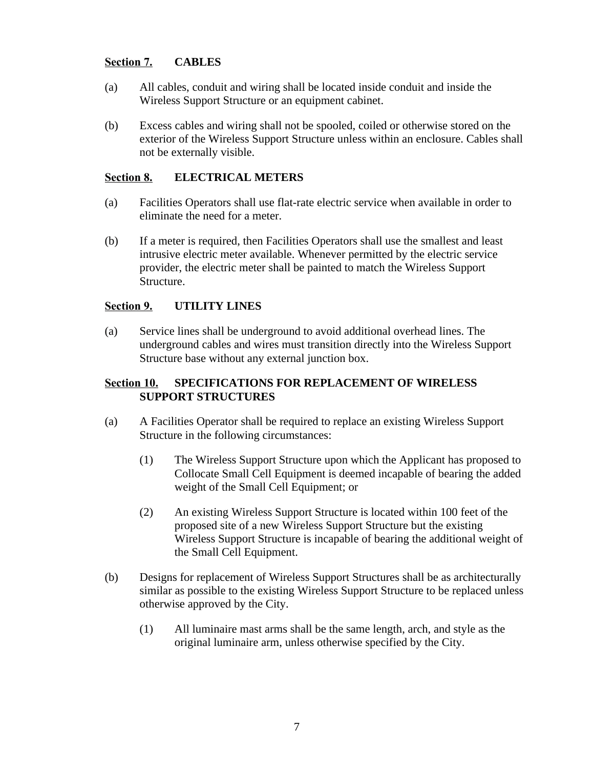## Section 7. CABLES

(a) All cables, conduit and wiring shall be located inside conduit and inside the Wireless Support Structure or an equipment cabinet.

(b) Excess cables and wiring shall not be spooled, coiled or otherwise stored on the exterior of the Wireless Support Structure unless within an enclosure. Cables shall not be externally visible.

## Section 8. ELECTRICAL METERS

(a) Facilities Operators shall use flat-rate electric service when available in order to eliminate the need for a meter.

(b) If a meter is required, then Facilities Operators shall use the smallest and least intrusive electric meter available. Whenever permitted by the electric service provider, the electric meter shall be painted to match the Wireless Support Structure.

## Section 9. UTILITY LINES

(a) Service lines shall be underground to avoid additional overhead lines. The underground cables and wires must transition directly into the Wireless Support Structure base without any external junction box.

## Section 10. SPECIFICATIONS FOR REPLACEMENT OF WIRELESS SUPPORT STRUCTURES

(a) A Facilities Operator shall be required to replace an existing Wireless Support Structure in the following circumstances:

  (1) The Wireless Support Structure upon which the Applicant has proposed to Collocate Small Cell Equipment is deemed incapable of bearing the added weight of the Small Cell Equipment; or

  (2) An existing Wireless Support Structure is located within 100 feet of the proposed site of a new Wireless Support Structure but the existing Wireless Support Structure is incapable of bearing the additional weight of the Small Cell Equipment.

(b) Designs for replacement of Wireless Support Structures shall be as architecturally similar as possible to the existing Wireless Support Structure to be replaced unless otherwise approved by the City.

  (1) All luminaire mast arms shall be the same length, arch, and style as the original luminaire arm, unless otherwise specified by the City.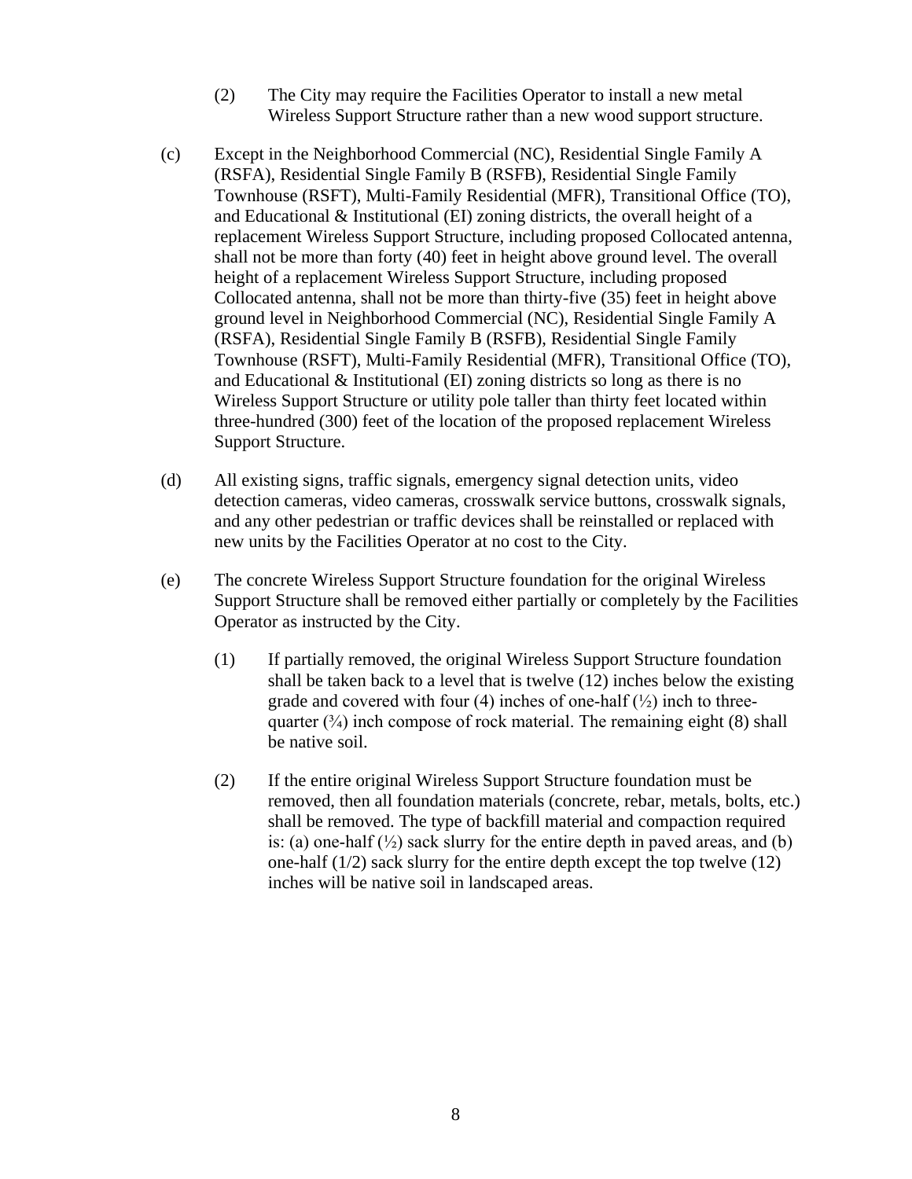(2) The City may require the Facilities Operator to install a new metal Wireless Support Structure rather than a new wood support structure.

(c) Except in the Neighborhood Commercial (NC), Residential Single Family A (RSFA), Residential Single Family B (RSFB), Residential Single Family Townhouse (RSFT), Multi-Family Residential (MFR), Transitional Office (TO), and Educational & Institutional (EI) zoning districts, the overall height of a replacement Wireless Support Structure, including proposed Collocated antenna, shall not be more than forty (40) feet in height above ground level. The overall height of a replacement Wireless Support Structure, including proposed Collocated antenna, shall not be more than thirty-five (35) feet in height above ground level in Neighborhood Commercial (NC), Residential Single Family A (RSFA), Residential Single Family B (RSFB), Residential Single Family Townhouse (RSFT), Multi-Family Residential (MFR), Transitional Office (TO), and Educational & Institutional (EI) zoning districts so long as there is no Wireless Support Structure or utility pole taller than thirty feet located within three-hundred (300) feet of the location of the proposed replacement Wireless Support Structure.

(d) All existing signs, traffic signals, emergency signal detection units, video detection cameras, video cameras, crosswalk service buttons, crosswalk signals, and any other pedestrian or traffic devices shall be reinstalled or replaced with new units by the Facilities Operator at no cost to the City.

(e) The concrete Wireless Support Structure foundation for the original Wireless Support Structure shall be removed either partially or completely by the Facilities Operator as instructed by the City.

(1) If partially removed, the original Wireless Support Structure foundation shall be taken back to a level that is twelve (12) inches below the existing grade and covered with four (4) inches of one-half (½) inch to three-quarter (¾) inch compose of rock material. The remaining eight (8) shall be native soil.

(2) If the entire original Wireless Support Structure foundation must be removed, then all foundation materials (concrete, rebar, metals, bolts, etc.) shall be removed. The type of backfill material and compaction required is: (a) one-half (½) sack slurry for the entire depth in paved areas, and (b) one-half (1/2) sack slurry for the entire depth except the top twelve (12) inches will be native soil in landscaped areas.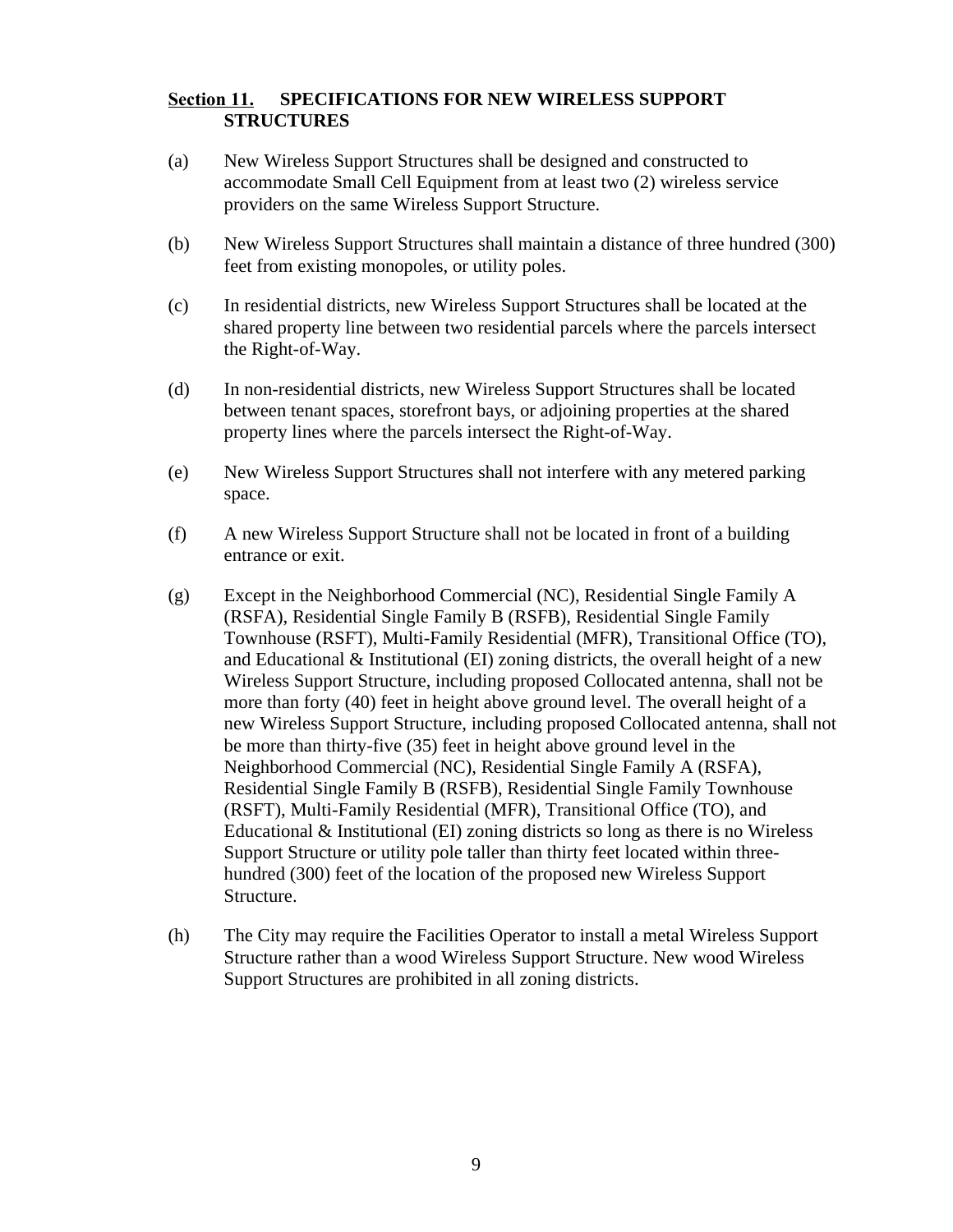## **Section 11.** SPECIFICATIONS FOR NEW WIRELESS SUPPORT STRUCTURES

(a) New Wireless Support Structures shall be designed and constructed to accommodate Small Cell Equipment from at least two (2) wireless service providers on the same Wireless Support Structure.

(b) New Wireless Support Structures shall maintain a distance of three hundred (300) feet from existing monopoles, or utility poles.

(c) In residential districts, new Wireless Support Structures shall be located at the shared property line between two residential parcels where the parcels intersect the Right-of-Way.

(d) In non-residential districts, new Wireless Support Structures shall be located between tenant spaces, storefront bays, or adjoining properties at the shared property lines where the parcels intersect the Right-of-Way.

(e) New Wireless Support Structures shall not interfere with any metered parking space.

(f) A new Wireless Support Structure shall not be located in front of a building entrance or exit.

(g) Except in the Neighborhood Commercial (NC), Residential Single Family A (RSFA), Residential Single Family B (RSFB), Residential Single Family Townhouse (RSFT), Multi-Family Residential (MFR), Transitional Office (TO), and Educational & Institutional (EI) zoning districts, the overall height of a new Wireless Support Structure, including proposed Collocated antenna, shall not be more than forty (40) feet in height above ground level. The overall height of a new Wireless Support Structure, including proposed Collocated antenna, shall not be more than thirty-five (35) feet in height above ground level in the Neighborhood Commercial (NC), Residential Single Family A (RSFA), Residential Single Family B (RSFB), Residential Single Family Townhouse (RSFT), Multi-Family Residential (MFR), Transitional Office (TO), and Educational & Institutional (EI) zoning districts so long as there is no Wireless Support Structure or utility pole taller than thirty feet located within three-hundred (300) feet of the location of the proposed new Wireless Support Structure.

(h) The City may require the Facilities Operator to install a metal Wireless Support Structure rather than a wood Wireless Support Structure. New wood Wireless Support Structures are prohibited in all zoning districts.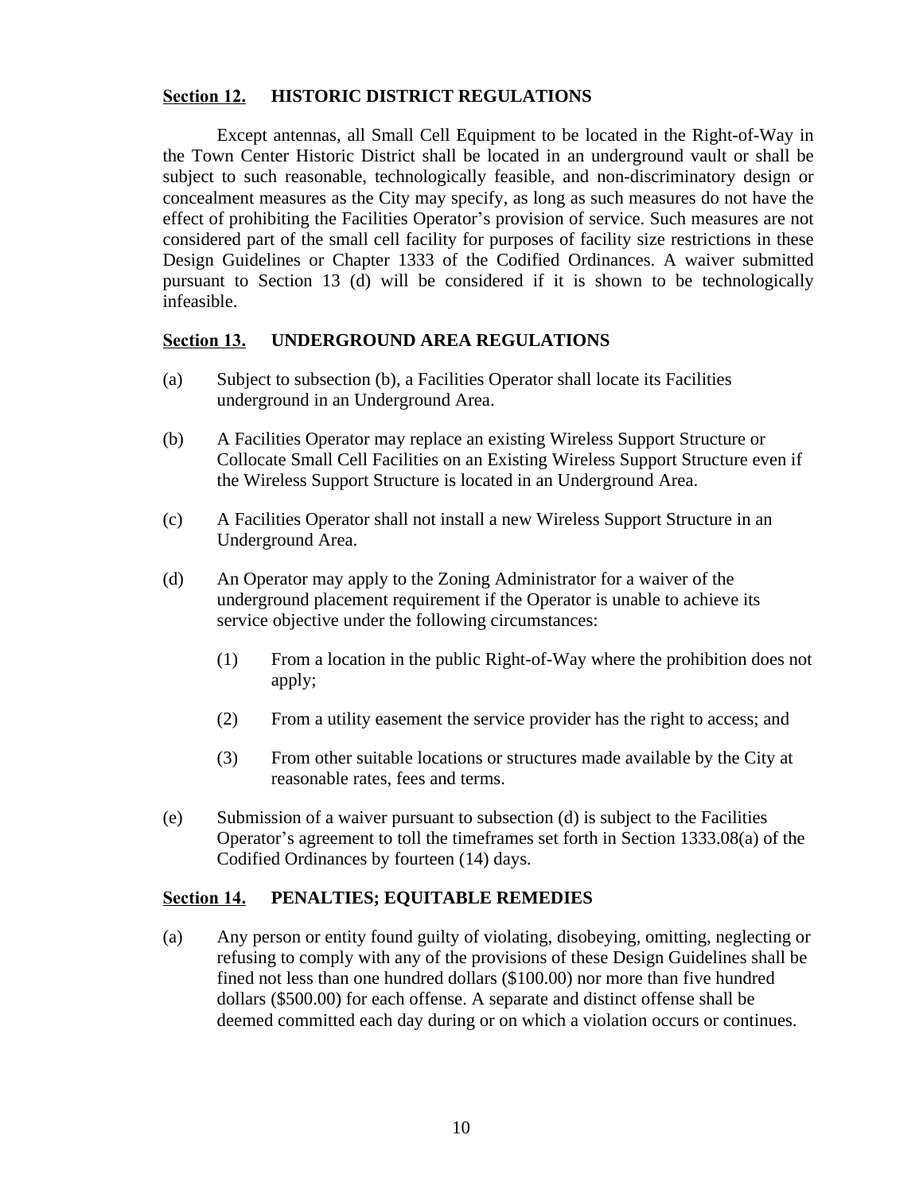## **Section 12.** HISTORIC DISTRICT REGULATIONS

Except antennas, all Small Cell Equipment to be located in the Right-of-Way in the Town Center Historic District shall be located in an underground vault or shall be subject to such reasonable, technologically feasible, and non-discriminatory design or concealment measures as the City may specify, as long as such measures do not have the effect of prohibiting the Facilities Operator's provision of service. Such measures are not considered part of the small cell facility for purposes of facility size restrictions in these Design Guidelines or Chapter 1333 of the Codified Ordinances. A waiver submitted pursuant to Section 13 (d) will be considered if it is shown to be technologically infeasible.

## **Section 13.** UNDERGROUND AREA REGULATIONS

(a) Subject to subsection (b), a Facilities Operator shall locate its Facilities underground in an Underground Area.

(b) A Facilities Operator may replace an existing Wireless Support Structure or Collocate Small Cell Facilities on an Existing Wireless Support Structure even if the Wireless Support Structure is located in an Underground Area.

(c) A Facilities Operator shall not install a new Wireless Support Structure in an Underground Area.

(d) An Operator may apply to the Zoning Administrator for a waiver of the underground placement requirement if the Operator is unable to achieve its service objective under the following circumstances:

  (1) From a location in the public Right-of-Way where the prohibition does not apply;

  (2) From a utility easement the service provider has the right to access; and

  (3) From other suitable locations or structures made available by the City at reasonable rates, fees and terms.

(e) Submission of a waiver pursuant to subsection (d) is subject to the Facilities Operator's agreement to toll the timeframes set forth in Section 1333.08(a) of the Codified Ordinances by fourteen (14) days.

## **Section 14.** PENALTIES; EQUITABLE REMEDIES

(a) Any person or entity found guilty of violating, disobeying, omitting, neglecting or refusing to comply with any of the provisions of these Design Guidelines shall be fined not less than one hundred dollars ($100.00) nor more than five hundred dollars ($500.00) for each offense. A separate and distinct offense shall be deemed committed each day during or on which a violation occurs or continues.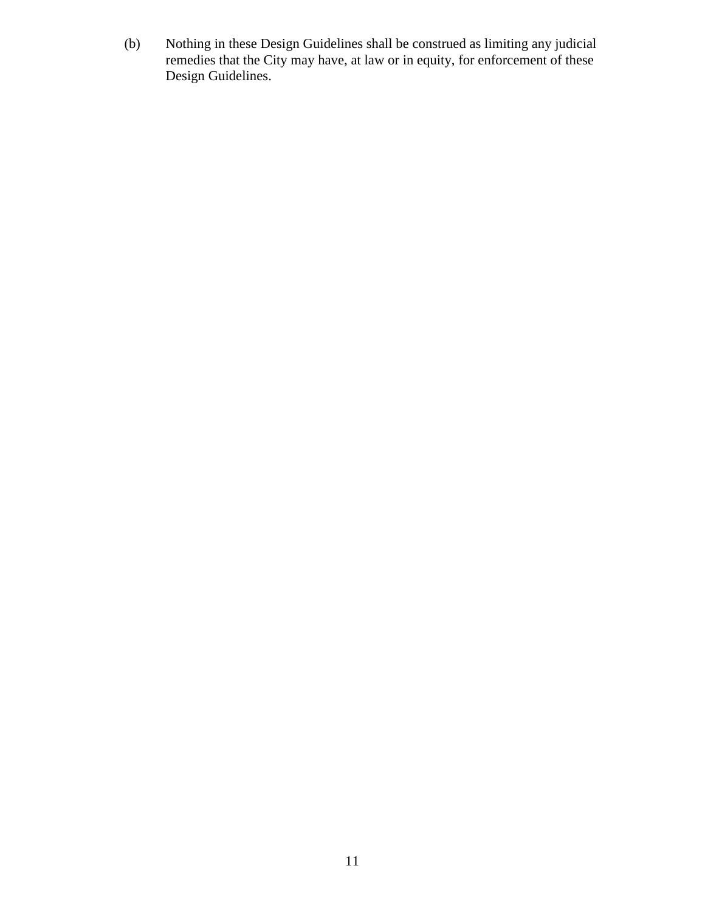(b) Nothing in these Design Guidelines shall be construed as limiting any judicial remedies that the City may have, at law or in equity, for enforcement of these Design Guidelines.